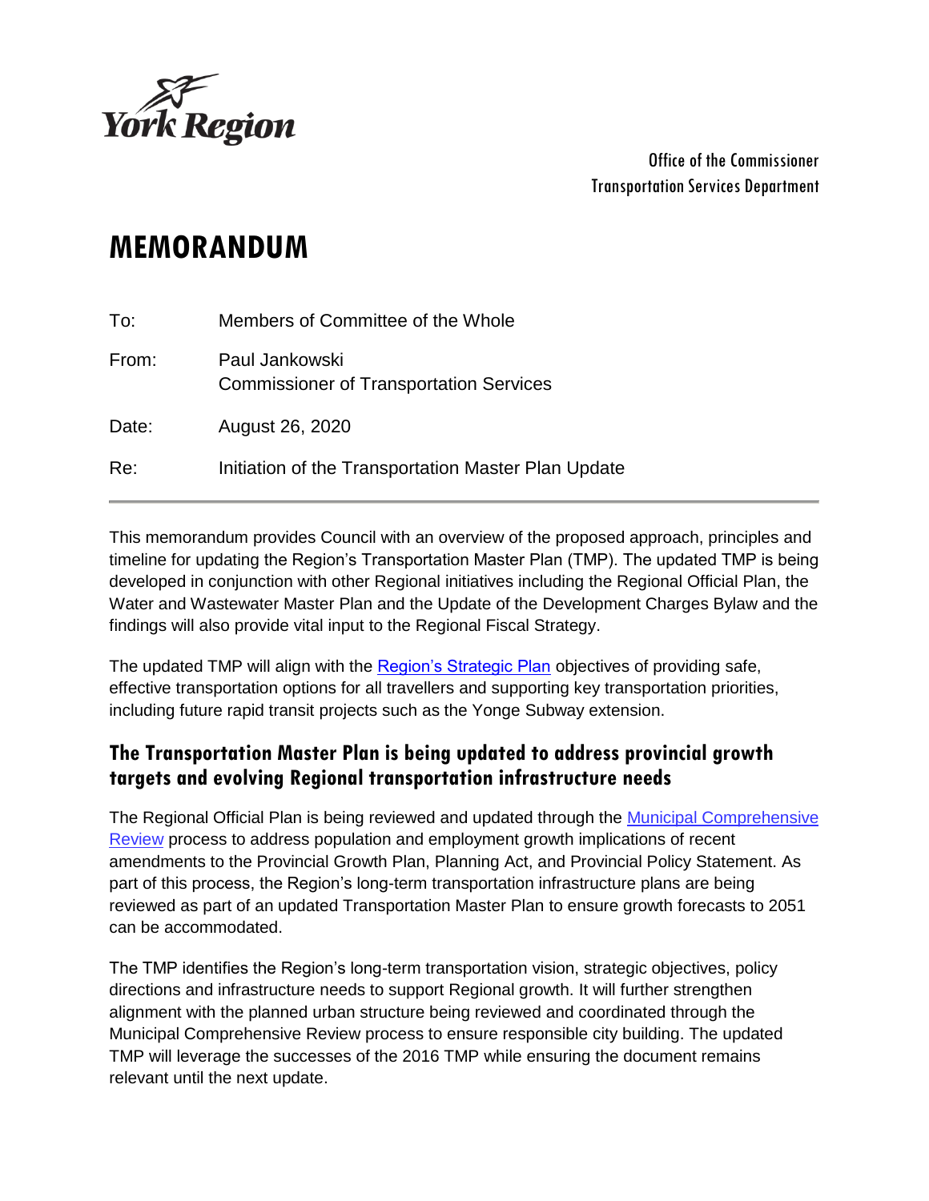York Region

Office of the Commissioner
Transportation Services Department

# MEMORANDUM

| | |
|---|---|
| To: | Members of Committee of the Whole |
| From: | Paul Jankowski<br>Commissioner of Transportation Services |
| Date: | August 26, 2020 |
| Re: | Initiation of the Transportation Master Plan Update |

This memorandum provides Council with an overview of the proposed approach, principles and timeline for updating the Region's Transportation Master Plan (TMP). The updated TMP is being developed in conjunction with other Regional initiatives including the Regional Official Plan, the Water and Wastewater Master Plan and the Update of the Development Charges Bylaw and the findings will also provide vital input to the Regional Fiscal Strategy.

The updated TMP will align with the Region's Strategic Plan objectives of providing safe, effective transportation options for all travellers and supporting key transportation priorities, including future rapid transit projects such as the Yonge Subway extension.

## The Transportation Master Plan is being updated to address provincial growth targets and evolving Regional transportation infrastructure needs

The Regional Official Plan is being reviewed and updated through the Municipal Comprehensive Review process to address population and employment growth implications of recent amendments to the Provincial Growth Plan, Planning Act, and Provincial Policy Statement. As part of this process, the Region's long-term transportation infrastructure plans are being reviewed as part of an updated Transportation Master Plan to ensure growth forecasts to 2051 can be accommodated.

The TMP identifies the Region's long-term transportation vision, strategic objectives, policy directions and infrastructure needs to support Regional growth. It will further strengthen alignment with the planned urban structure being reviewed and coordinated through the Municipal Comprehensive Review process to ensure responsible city building. The updated TMP will leverage the successes of the 2016 TMP while ensuring the document remains relevant until the next update.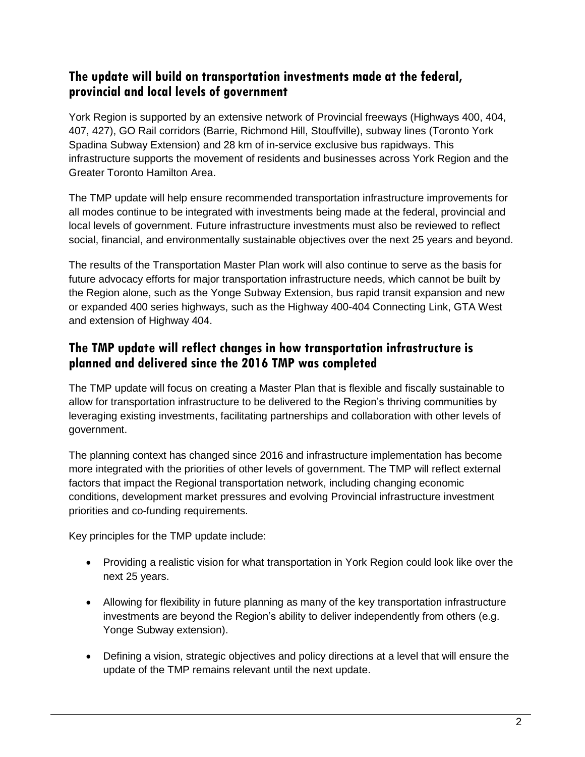## The update will build on transportation investments made at the federal, provincial and local levels of government

York Region is supported by an extensive network of Provincial freeways (Highways 400, 404, 407, 427), GO Rail corridors (Barrie, Richmond Hill, Stouffville), subway lines (Toronto York Spadina Subway Extension) and 28 km of in-service exclusive bus rapidways. This infrastructure supports the movement of residents and businesses across York Region and the Greater Toronto Hamilton Area.

The TMP update will help ensure recommended transportation infrastructure improvements for all modes continue to be integrated with investments being made at the federal, provincial and local levels of government. Future infrastructure investments must also be reviewed to reflect social, financial, and environmentally sustainable objectives over the next 25 years and beyond.

The results of the Transportation Master Plan work will also continue to serve as the basis for future advocacy efforts for major transportation infrastructure needs, which cannot be built by the Region alone, such as the Yonge Subway Extension, bus rapid transit expansion and new or expanded 400 series highways, such as the Highway 400-404 Connecting Link, GTA West and extension of Highway 404.

## The TMP update will reflect changes in how transportation infrastructure is planned and delivered since the 2016 TMP was completed

The TMP update will focus on creating a Master Plan that is flexible and fiscally sustainable to allow for transportation infrastructure to be delivered to the Region's thriving communities by leveraging existing investments, facilitating partnerships and collaboration with other levels of government.

The planning context has changed since 2016 and infrastructure implementation has become more integrated with the priorities of other levels of government. The TMP will reflect external factors that impact the Regional transportation network, including changing economic conditions, development market pressures and evolving Provincial infrastructure investment priorities and co-funding requirements.

Key principles for the TMP update include:

- Providing a realistic vision for what transportation in York Region could look like over the next 25 years.
- Allowing for flexibility in future planning as many of the key transportation infrastructure investments are beyond the Region's ability to deliver independently from others (e.g. Yonge Subway extension).
- Defining a vision, strategic objectives and policy directions at a level that will ensure the update of the TMP remains relevant until the next update.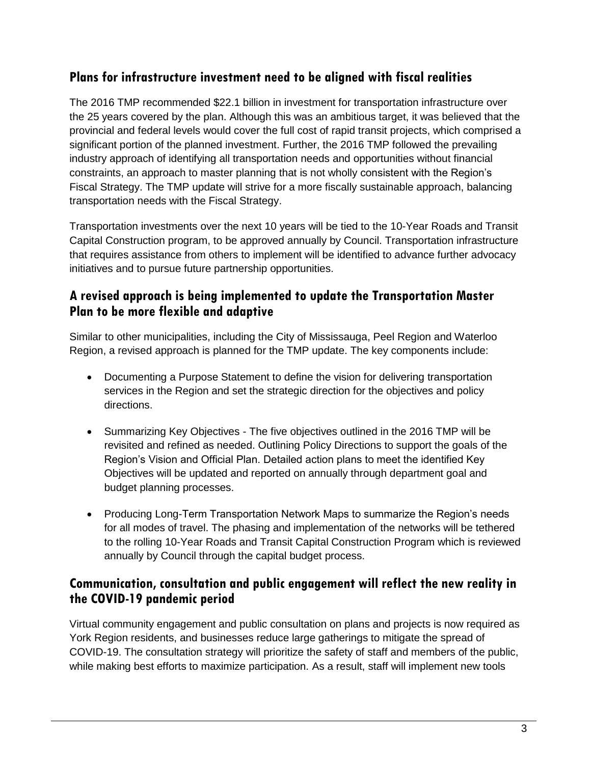## Plans for infrastructure investment need to be aligned with fiscal realities

The 2016 TMP recommended $22.1 billion in investment for transportation infrastructure over the 25 years covered by the plan. Although this was an ambitious target, it was believed that the provincial and federal levels would cover the full cost of rapid transit projects, which comprised a significant portion of the planned investment. Further, the 2016 TMP followed the prevailing industry approach of identifying all transportation needs and opportunities without financial constraints, an approach to master planning that is not wholly consistent with the Region's Fiscal Strategy. The TMP update will strive for a more fiscally sustainable approach, balancing transportation needs with the Fiscal Strategy.

Transportation investments over the next 10 years will be tied to the 10-Year Roads and Transit Capital Construction program, to be approved annually by Council. Transportation infrastructure that requires assistance from others to implement will be identified to advance further advocacy initiatives and to pursue future partnership opportunities.

## A revised approach is being implemented to update the Transportation Master Plan to be more flexible and adaptive

Similar to other municipalities, including the City of Mississauga, Peel Region and Waterloo Region, a revised approach is planned for the TMP update. The key components include:

- Documenting a Purpose Statement to define the vision for delivering transportation services in the Region and set the strategic direction for the objectives and policy directions.
- Summarizing Key Objectives - The five objectives outlined in the 2016 TMP will be revisited and refined as needed. Outlining Policy Directions to support the goals of the Region's Vision and Official Plan. Detailed action plans to meet the identified Key Objectives will be updated and reported on annually through department goal and budget planning processes.
- Producing Long-Term Transportation Network Maps to summarize the Region's needs for all modes of travel. The phasing and implementation of the networks will be tethered to the rolling 10-Year Roads and Transit Capital Construction Program which is reviewed annually by Council through the capital budget process.

## Communication, consultation and public engagement will reflect the new reality in the COVID-19 pandemic period

Virtual community engagement and public consultation on plans and projects is now required as York Region residents, and businesses reduce large gatherings to mitigate the spread of COVID-19. The consultation strategy will prioritize the safety of staff and members of the public, while making best efforts to maximize participation. As a result, staff will implement new tools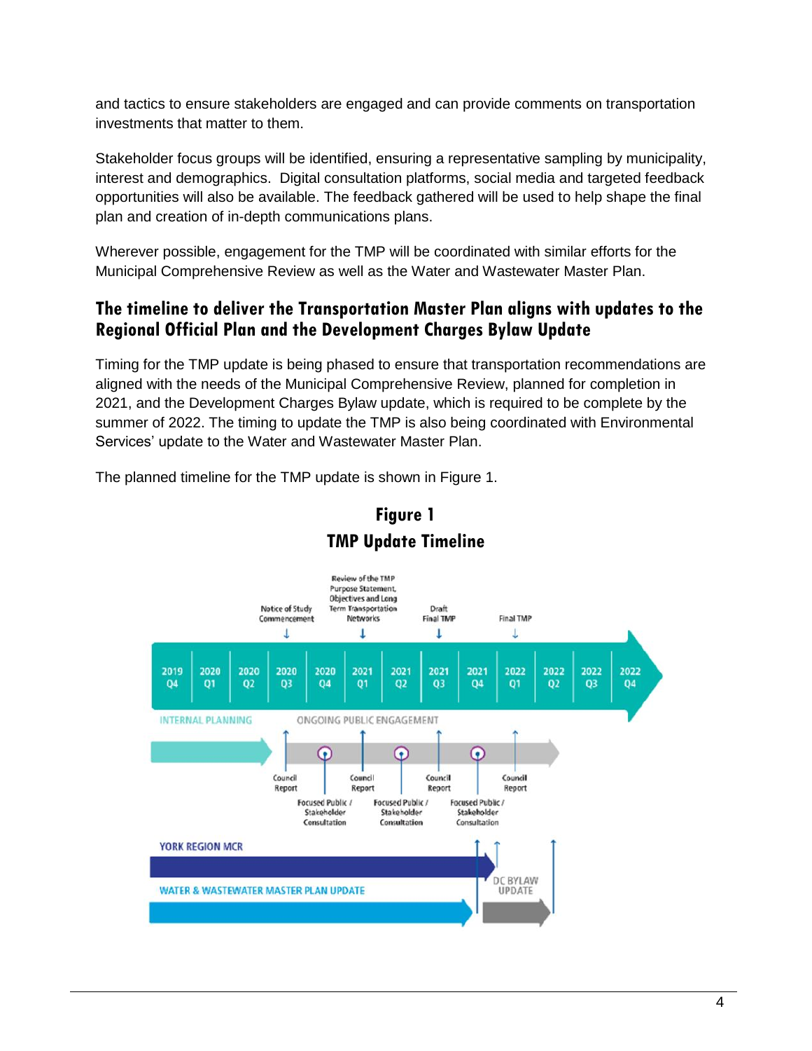and tactics to ensure stakeholders are engaged and can provide comments on transportation investments that matter to them.

Stakeholder focus groups will be identified, ensuring a representative sampling by municipality, interest and demographics. Digital consultation platforms, social media and targeted feedback opportunities will also be available. The feedback gathered will be used to help shape the final plan and creation of in-depth communications plans.

Wherever possible, engagement for the TMP will be coordinated with similar efforts for the Municipal Comprehensive Review as well as the Water and Wastewater Master Plan.

## The timeline to deliver the Transportation Master Plan aligns with updates to the Regional Official Plan and the Development Charges Bylaw Update

Timing for the TMP update is being phased to ensure that transportation recommendations are aligned with the needs of the Municipal Comprehensive Review, planned for completion in 2021, and the Development Charges Bylaw update, which is required to be complete by the summer of 2022. The timing to update the TMP is also being coordinated with Environmental Services' update to the Water and Wastewater Master Plan.

The planned timeline for the TMP update is shown in Figure 1.

**Figure 1**
**TMP Update Timeline**

| 2019 Q4 | 2020 Q1 | 2020 Q2 | 2020 Q3 | 2020 Q4 | 2021 Q1 | 2021 Q2 | 2021 Q3 | 2021 Q4 | 2022 Q1 | 2022 Q2 | 2022 Q3 | 2022 Q4 |
|---|---|---|---|---|---|---|---|---|---|---|---|---|
| | | | Notice of Study Commencement | | Review of the TMP Purpose Statement, Objectives and Long Term Transportation Networks | | Draft Final TMP | | Final TMP | | | |
| INTERNAL PLANNING | | | ONGOING PUBLIC ENGAGEMENT | | | | | | | | | |
| | | | Council Report | Focused Public / Stakeholder Consultation | Council Report | Focused Public / Stakeholder Consultation | Council Report | Focused Public / Stakeholder Consultation | Council Report | | | |
| YORK REGION MCR | | | | | | | | | DC BYLAW UPDATE | | | |
| WATER & WASTEWATER MASTER PLAN UPDATE | | | | | | | | | | | | |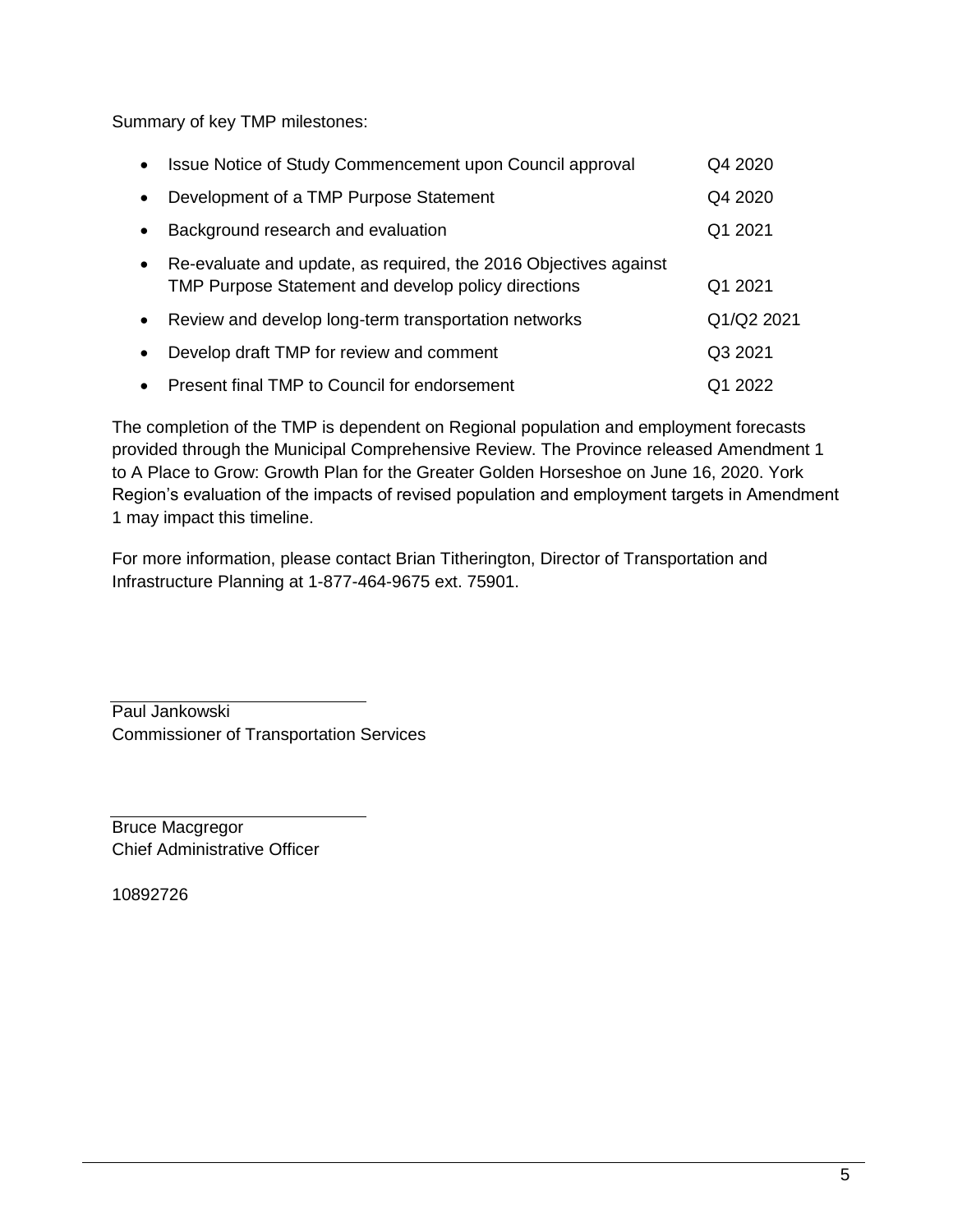Summary of key TMP milestones:

| | |
|---|---|
| • Issue Notice of Study Commencement upon Council approval | Q4 2020 |
| • Development of a TMP Purpose Statement | Q4 2020 |
| • Background research and evaluation | Q1 2021 |
| • Re-evaluate and update, as required, the 2016 Objectives against TMP Purpose Statement and develop policy directions | Q1 2021 |
| • Review and develop long-term transportation networks | Q1/Q2 2021 |
| • Develop draft TMP for review and comment | Q3 2021 |
| • Present final TMP to Council for endorsement | Q1 2022 |

The completion of the TMP is dependent on Regional population and employment forecasts provided through the Municipal Comprehensive Review. The Province released Amendment 1 to A Place to Grow: Growth Plan for the Greater Golden Horseshoe on June 16, 2020. York Region's evaluation of the impacts of revised population and employment targets in Amendment 1 may impact this timeline.

For more information, please contact Brian Titherington, Director of Transportation and Infrastructure Planning at 1-877-464-9675 ext. 75901.

Paul Jankowski
Commissioner of Transportation Services

Bruce Macgregor
Chief Administrative Officer

10892726